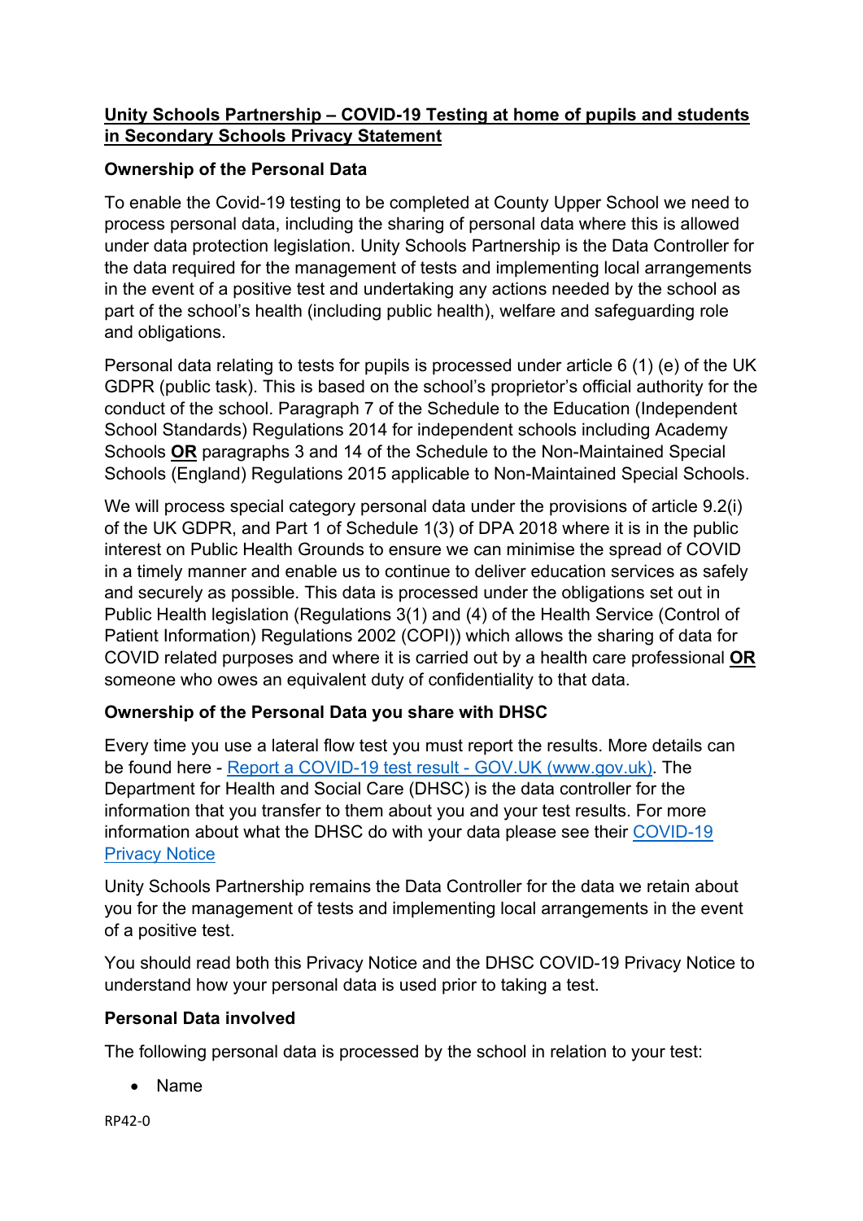**Unity Schools Partnership – COVID-19 Testing at home of pupils and students in Secondary Schools Privacy Statement**

**Ownership of the Personal Data**

To enable the Covid-19 testing to be completed at County Upper School we need to process personal data, including the sharing of personal data where this is allowed under data protection legislation. Unity Schools Partnership is the Data Controller for the data required for the management of tests and implementing local arrangements in the event of a positive test and undertaking any actions needed by the school as part of the school's health (including public health), welfare and safeguarding role and obligations.

Personal data relating to tests for pupils is processed under article 6 (1) (e) of the UK GDPR (public task). This is based on the school's proprietor's official authority for the conduct of the school. Paragraph 7 of the Schedule to the Education (Independent School Standards) Regulations 2014 for independent schools including Academy Schools **OR** paragraphs 3 and 14 of the Schedule to the Non-Maintained Special Schools (England) Regulations 2015 applicable to Non-Maintained Special Schools.

We will process special category personal data under the provisions of article 9.2(i) of the UK GDPR, and Part 1 of Schedule 1(3) of DPA 2018 where it is in the public interest on Public Health Grounds to ensure we can minimise the spread of COVID in a timely manner and enable us to continue to deliver education services as safely and securely as possible. This data is processed under the obligations set out in Public Health legislation (Regulations 3(1) and (4) of the Health Service (Control of Patient Information) Regulations 2002 (COPI)) which allows the sharing of data for COVID related purposes and where it is carried out by a health care professional **OR** someone who owes an equivalent duty of confidentiality to that data.

**Ownership of the Personal Data you share with DHSC**

Every time you use a lateral flow test you must report the results. More details can be found here - Report a COVID-19 test result - GOV.UK (www.gov.uk). The Department for Health and Social Care (DHSC) is the data controller for the information that you transfer to them about you and your test results. For more information about what the DHSC do with your data please see their COVID-19 Privacy Notice

Unity Schools Partnership remains the Data Controller for the data we retain about you for the management of tests and implementing local arrangements in the event of a positive test.

You should read both this Privacy Notice and the DHSC COVID-19 Privacy Notice to understand how your personal data is used prior to taking a test.

**Personal Data involved**

The following personal data is processed by the school in relation to your test:

- Name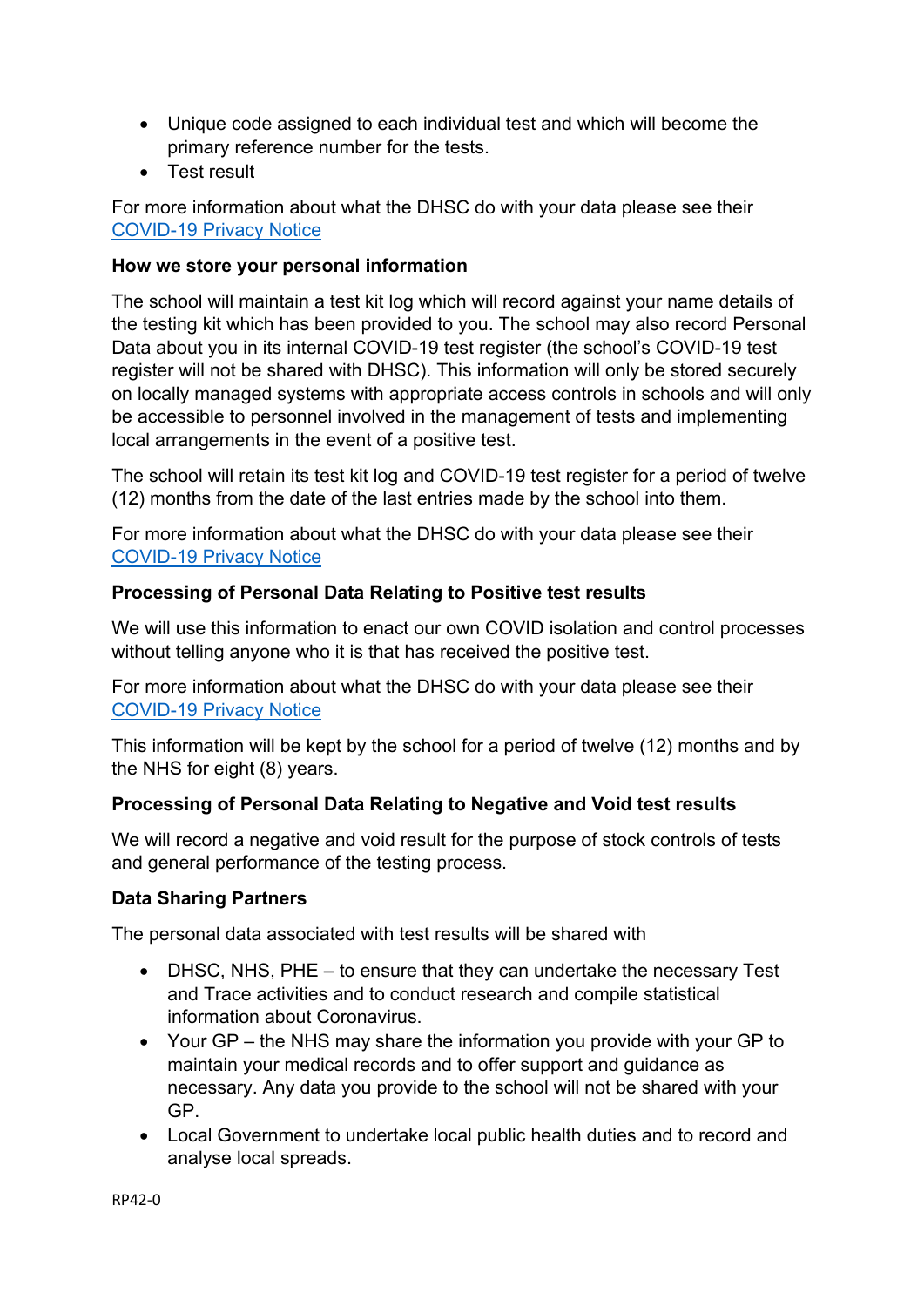- Unique code assigned to each individual test and which will become the primary reference number for the tests.
- Test result

For more information about what the DHSC do with your data please see their [COVID-19 Privacy Notice]()

**How we store your personal information**

The school will maintain a test kit log which will record against your name details of the testing kit which has been provided to you. The school may also record Personal Data about you in its internal COVID-19 test register (the school's COVID-19 test register will not be shared with DHSC). This information will only be stored securely on locally managed systems with appropriate access controls in schools and will only be accessible to personnel involved in the management of tests and implementing local arrangements in the event of a positive test.

The school will retain its test kit log and COVID-19 test register for a period of twelve (12) months from the date of the last entries made by the school into them.

For more information about what the DHSC do with your data please see their [COVID-19 Privacy Notice]()

**Processing of Personal Data Relating to Positive test results**

We will use this information to enact our own COVID isolation and control processes without telling anyone who it is that has received the positive test.

For more information about what the DHSC do with your data please see their [COVID-19 Privacy Notice]()

This information will be kept by the school for a period of twelve (12) months and by the NHS for eight (8) years.

**Processing of Personal Data Relating to Negative and Void test results**

We will record a negative and void result for the purpose of stock controls of tests and general performance of the testing process.

**Data Sharing Partners**

The personal data associated with test results will be shared with

- DHSC, NHS, PHE – to ensure that they can undertake the necessary Test and Trace activities and to conduct research and compile statistical information about Coronavirus.
- Your GP – the NHS may share the information you provide with your GP to maintain your medical records and to offer support and guidance as necessary. Any data you provide to the school will not be shared with your GP.
- Local Government to undertake local public health duties and to record and analyse local spreads.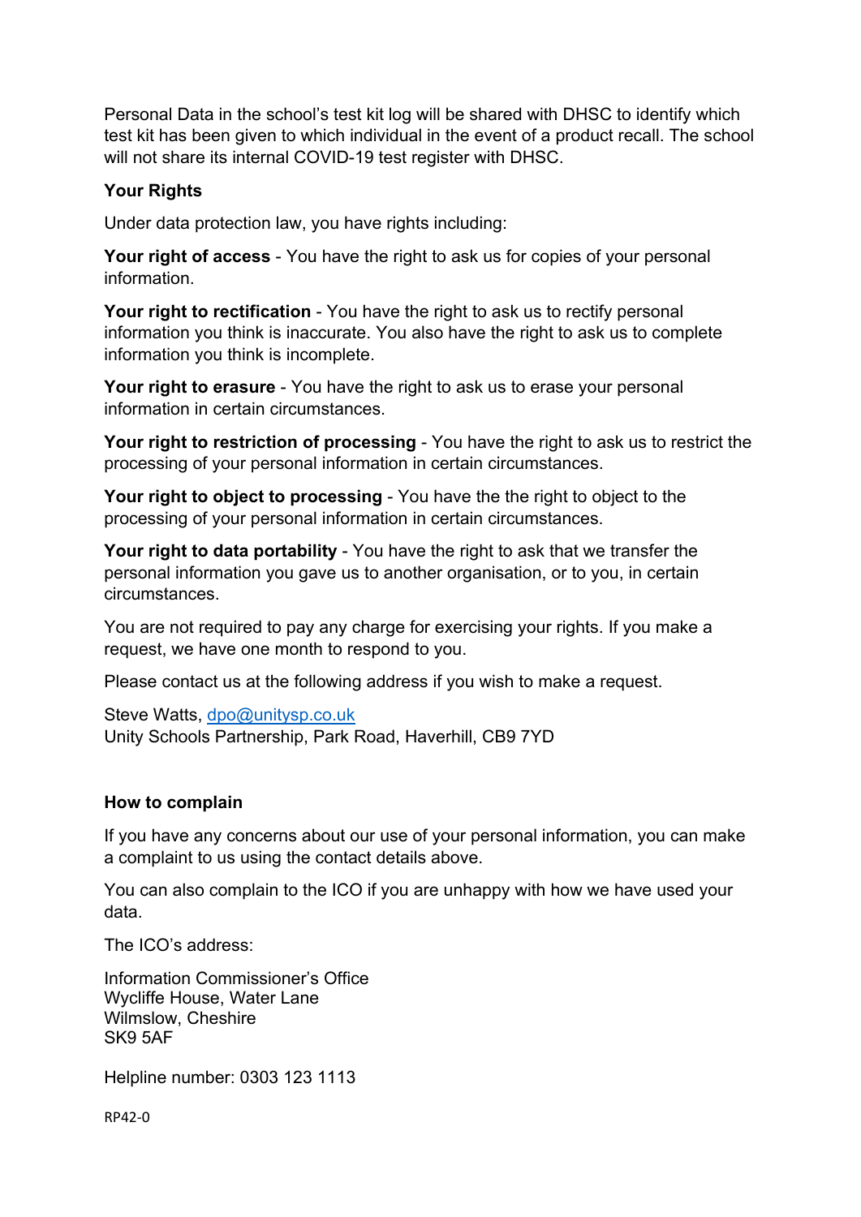Personal Data in the school's test kit log will be shared with DHSC to identify which test kit has been given to which individual in the event of a product recall. The school will not share its internal COVID-19 test register with DHSC.

**Your Rights**

Under data protection law, you have rights including:

**Your right of access** - You have the right to ask us for copies of your personal information.

**Your right to rectification** - You have the right to ask us to rectify personal information you think is inaccurate. You also have the right to ask us to complete information you think is incomplete.

**Your right to erasure** - You have the right to ask us to erase your personal information in certain circumstances.

**Your right to restriction of processing** - You have the right to ask us to restrict the processing of your personal information in certain circumstances.

**Your right to object to processing** - You have the the right to object to the processing of your personal information in certain circumstances.

**Your right to data portability** - You have the right to ask that we transfer the personal information you gave us to another organisation, or to you, in certain circumstances.

You are not required to pay any charge for exercising your rights. If you make a request, we have one month to respond to you.

Please contact us at the following address if you wish to make a request.

Steve Watts, dpo@unitysp.co.uk
Unity Schools Partnership, Park Road, Haverhill, CB9 7YD

**How to complain**

If you have any concerns about our use of your personal information, you can make a complaint to us using the contact details above.

You can also complain to the ICO if you are unhappy with how we have used your data.

The ICO's address:

Information Commissioner's Office
Wycliffe House, Water Lane
Wilmslow, Cheshire
SK9 5AF

Helpline number: 0303 123 1113

RP42-0